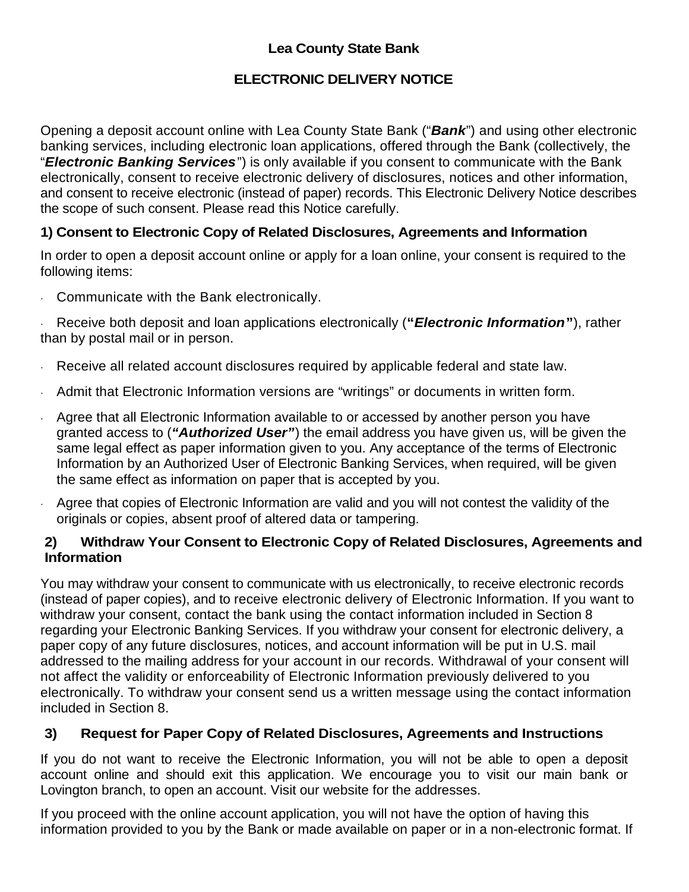# Lea County State Bank

## ELECTRONIC DELIVERY NOTICE

Opening a deposit account online with Lea County State Bank ("***Bank***") and using other electronic banking services, including electronic loan applications, offered through the Bank (collectively, the "***Electronic Banking Services***") is only available if you consent to communicate with the Bank electronically, consent to receive electronic delivery of disclosures, notices and other information, and consent to receive electronic (instead of paper) records. This Electronic Delivery Notice describes the scope of such consent. Please read this Notice carefully.

### 1) Consent to Electronic Copy of Related Disclosures, Agreements and Information

In order to open a deposit account online or apply for a loan online, your consent is required to the following items:

- Communicate with the Bank electronically.
- Receive both deposit and loan applications electronically (**"*Electronic Information*"**), rather than by postal mail or in person.
- Receive all related account disclosures required by applicable federal and state law.
- Admit that Electronic Information versions are "writings" or documents in written form.
- Agree that all Electronic Information available to or accessed by another person you have granted access to (***"Authorized User"***) the email address you have given us, will be given the same legal effect as paper information given to you. Any acceptance of the terms of Electronic Information by an Authorized User of Electronic Banking Services, when required, will be given the same effect as information on paper that is accepted by you.
- Agree that copies of Electronic Information are valid and you will not contest the validity of the originals or copies, absent proof of altered data or tampering.

### 2) Withdraw Your Consent to Electronic Copy of Related Disclosures, Agreements and Information

You may withdraw your consent to communicate with us electronically, to receive electronic records (instead of paper copies), and to receive electronic delivery of Electronic Information. If you want to withdraw your consent, contact the bank using the contact information included in Section 8 regarding your Electronic Banking Services. If you withdraw your consent for electronic delivery, a paper copy of any future disclosures, notices, and account information will be put in U.S. mail addressed to the mailing address for your account in our records. Withdrawal of your consent will not affect the validity or enforceability of Electronic Information previously delivered to you electronically. To withdraw your consent send us a written message using the contact information included in Section 8.

### 3) Request for Paper Copy of Related Disclosures, Agreements and Instructions

If you do not want to receive the Electronic Information, you will not be able to open a deposit account online and should exit this application. We encourage you to visit our main bank or Lovington branch, to open an account. Visit our website for the addresses.

If you proceed with the online account application, you will not have the option of having this information provided to you by the Bank or made available on paper or in a non-electronic format. If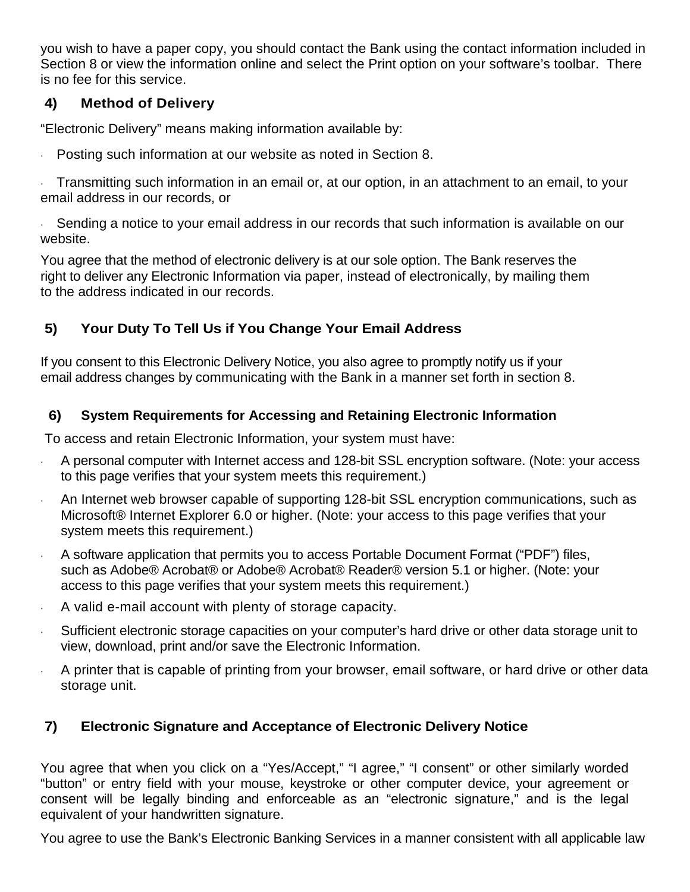you wish to have a paper copy, you should contact the Bank using the contact information included in Section 8 or view the information online and select the Print option on your software's toolbar. There is no fee for this service.

## 4) Method of Delivery

"Electronic Delivery" means making information available by:

- Posting such information at our website as noted in Section 8.
- Transmitting such information in an email or, at our option, in an attachment to an email, to your email address in our records, or
- Sending a notice to your email address in our records that such information is available on our website.

You agree that the method of electronic delivery is at our sole option. The Bank reserves the right to deliver any Electronic Information via paper, instead of electronically, by mailing them to the address indicated in our records.

## 5) Your Duty To Tell Us if You Change Your Email Address

If you consent to this Electronic Delivery Notice, you also agree to promptly notify us if your email address changes by communicating with the Bank in a manner set forth in section 8.

## 6) System Requirements for Accessing and Retaining Electronic Information

To access and retain Electronic Information, your system must have:

- A personal computer with Internet access and 128-bit SSL encryption software. (Note: your access to this page verifies that your system meets this requirement.)
- An Internet web browser capable of supporting 128-bit SSL encryption communications, such as Microsoft® Internet Explorer 6.0 or higher. (Note: your access to this page verifies that your system meets this requirement.)
- A software application that permits you to access Portable Document Format ("PDF") files, such as Adobe® Acrobat® or Adobe® Acrobat® Reader® version 5.1 or higher. (Note: your access to this page verifies that your system meets this requirement.)
- A valid e-mail account with plenty of storage capacity.
- Sufficient electronic storage capacities on your computer's hard drive or other data storage unit to view, download, print and/or save the Electronic Information.
- A printer that is capable of printing from your browser, email software, or hard drive or other data storage unit.

## 7) Electronic Signature and Acceptance of Electronic Delivery Notice

You agree that when you click on a "Yes/Accept," "I agree," "I consent" or other similarly worded "button" or entry field with your mouse, keystroke or other computer device, your agreement or consent will be legally binding and enforceable as an "electronic signature," and is the legal equivalent of your handwritten signature.

You agree to use the Bank's Electronic Banking Services in a manner consistent with all applicable law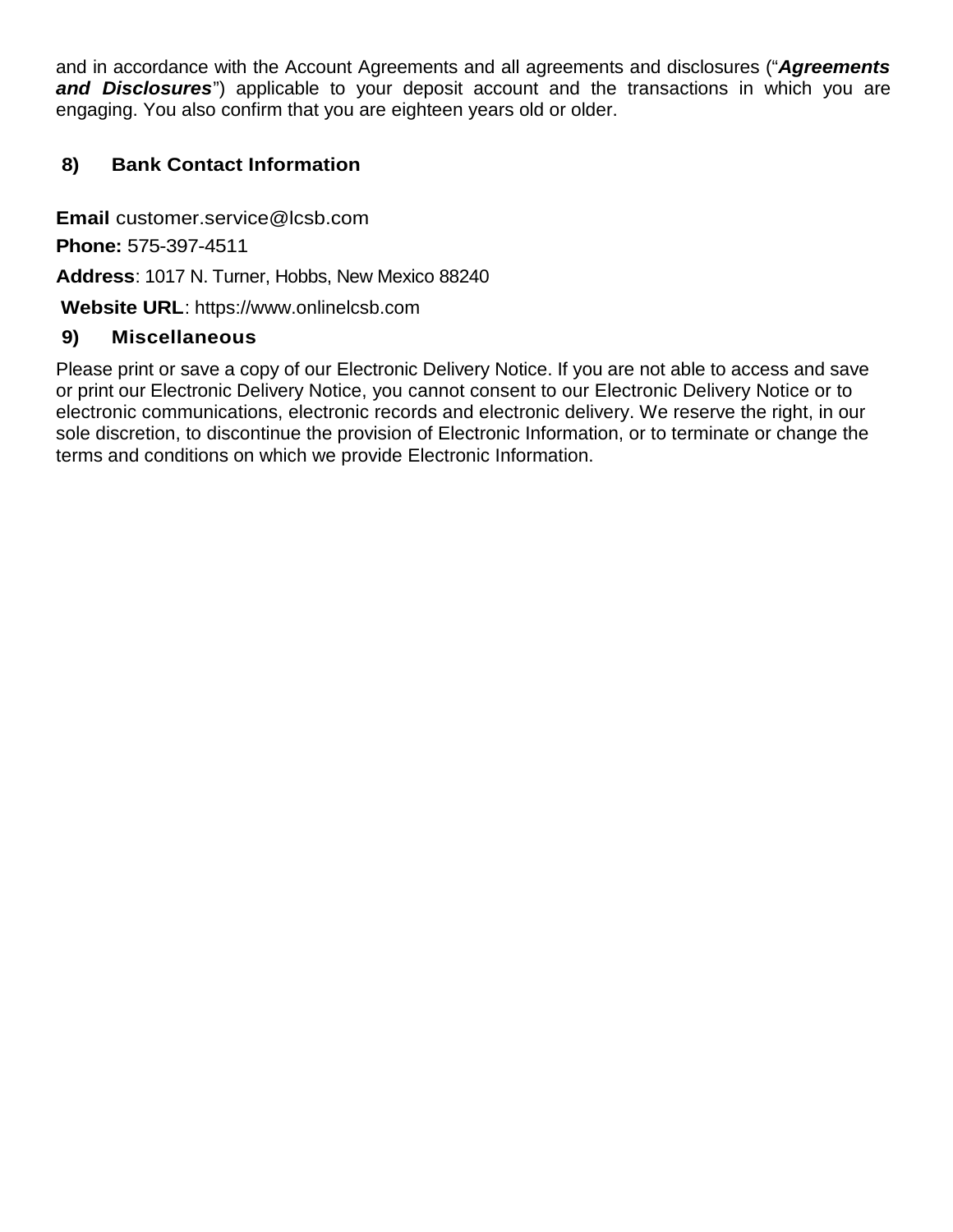and in accordance with the Account Agreements and all agreements and disclosures ("***Agreements and Disclosures***") applicable to your deposit account and the transactions in which you are engaging. You also confirm that you are eighteen years old or older.

## 8) Bank Contact Information

**Email** customer.service@lcsb.com

**Phone:** 575-397-4511

**Address**: 1017 N. Turner, Hobbs, New Mexico 88240

**Website URL**: https://www.onlinelcsb.com

## 9) Miscellaneous

Please print or save a copy of our Electronic Delivery Notice. If you are not able to access and save or print our Electronic Delivery Notice, you cannot consent to our Electronic Delivery Notice or to electronic communications, electronic records and electronic delivery. We reserve the right, in our sole discretion, to discontinue the provision of Electronic Information, or to terminate or change the terms and conditions on which we provide Electronic Information.